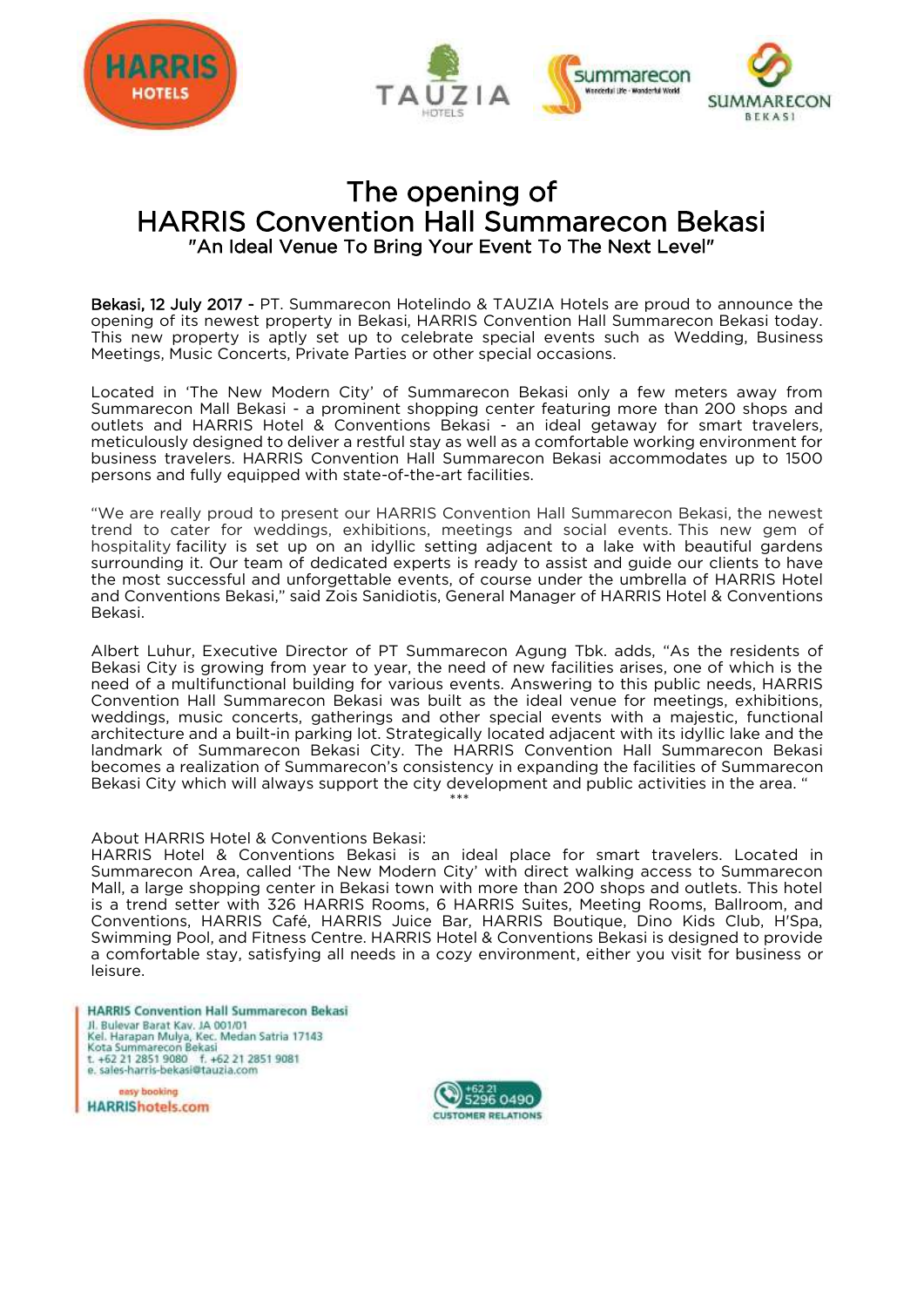# The opening of HARRIS Convention Hall Summarecon Bekasi

## "An Ideal Venue To Bring Your Event To The Next Level"

**Bekasi, 12 July 2017 -** PT. Summarecon Hotelindo & TAUZIA Hotels are proud to announce the opening of its newest property in Bekasi, HARRIS Convention Hall Summarecon Bekasi today. This new property is aptly set up to celebrate special events such as Wedding, Business Meetings, Music Concerts, Private Parties or other special occasions.

Located in 'The New Modern City' of Summarecon Bekasi only a few meters away from Summarecon Mall Bekasi - a prominent shopping center featuring more than 200 shops and outlets and HARRIS Hotel & Conventions Bekasi - an ideal getaway for smart travelers, meticulously designed to deliver a restful stay as well as a comfortable working environment for business travelers. HARRIS Convention Hall Summarecon Bekasi accommodates up to 1500 persons and fully equipped with state-of-the-art facilities.

"We are really proud to present our HARRIS Convention Hall Summarecon Bekasi, the newest trend to cater for weddings, exhibitions, meetings and social events. This new gem of hospitality facility is set up on an idyllic setting adjacent to a lake with beautiful gardens surrounding it. Our team of dedicated experts is ready to assist and guide our clients to have the most successful and unforgettable events, of course under the umbrella of HARRIS Hotel and Conventions Bekasi," said Zois Sanidiotis, General Manager of HARRIS Hotel & Conventions Bekasi.

Albert Luhur, Executive Director of PT Summarecon Agung Tbk. adds, "As the residents of Bekasi City is growing from year to year, the need of new facilities arises, one of which is the need of a multifunctional building for various events. Answering to this public needs, HARRIS Convention Hall Summarecon Bekasi was built as the ideal venue for meetings, exhibitions, weddings, music concerts, gatherings and other special events with a majestic, functional architecture and a built-in parking lot. Strategically located adjacent with its idyllic lake and the landmark of Summarecon Bekasi City. The HARRIS Convention Hall Summarecon Bekasi becomes a realization of Summarecon's consistency in expanding the facilities of Summarecon Bekasi City which will always support the city development and public activities in the area. "

***

About HARRIS Hotel & Conventions Bekasi:
HARRIS Hotel & Conventions Bekasi is an ideal place for smart travelers. Located in Summarecon Area, called 'The New Modern City' with direct walking access to Summarecon Mall, a large shopping center in Bekasi town with more than 200 shops and outlets. This hotel is a trend setter with 326 HARRIS Rooms, 6 HARRIS Suites, Meeting Rooms, Ballroom, and Conventions, HARRIS Café, HARRIS Juice Bar, HARRIS Boutique, Dino Kids Club, H'Spa, Swimming Pool, and Fitness Centre. HARRIS Hotel & Conventions Bekasi is designed to provide a comfortable stay, satisfying all needs in a cozy environment, either you visit for business or leisure.

**HARRIS Convention Hall Summarecon Bekasi**
Jl. Bulevar Barat Kav. JA 001/01
Kel. Harapan Mulya, Kec. Medan Satria 17143
Kota Summarecon Bekasi
t. +62 21 2851 9080 f. +62 21 2851 9081
e. sales-harris-bekasi@tauzia.com

easy booking
HARRIShotels.com

+62 21 5296 0490
CUSTOMER RELATIONS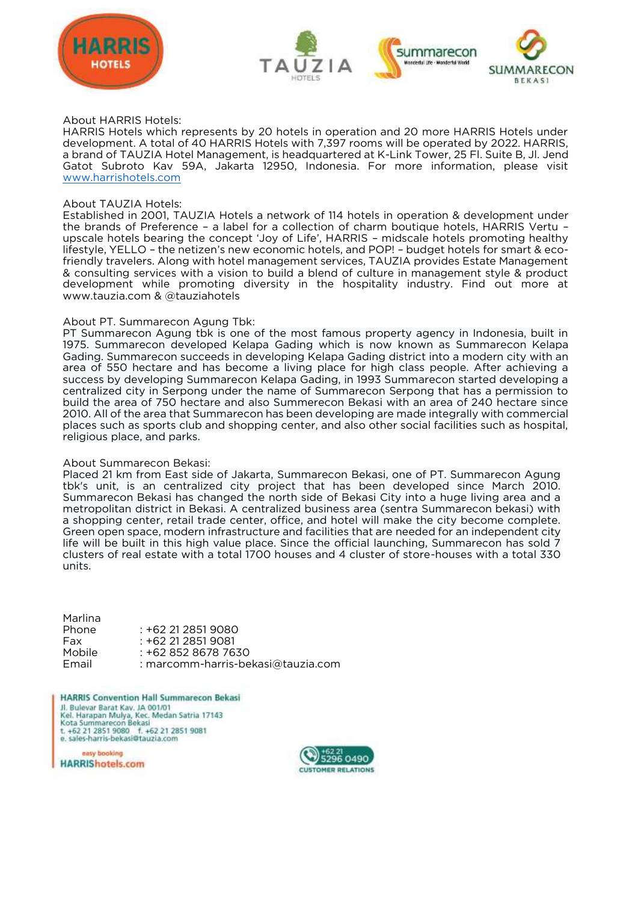About HARRIS Hotels:
HARRIS Hotels which represents by 20 hotels in operation and 20 more HARRIS Hotels under development. A total of 40 HARRIS Hotels with 7,397 rooms will be operated by 2022. HARRIS, a brand of TAUZIA Hotel Management, is headquartered at K-Link Tower, 25 Fl. Suite B, Jl. Jend Gatot Subroto Kav 59A, Jakarta 12950, Indonesia. For more information, please visit www.harrishotels.com

About TAUZIA Hotels:
Established in 2001, TAUZIA Hotels a network of 114 hotels in operation & development under the brands of Preference – a label for a collection of charm boutique hotels, HARRIS Vertu – upscale hotels bearing the concept 'Joy of Life', HARRIS – midscale hotels promoting healthy lifestyle, YELLO – the netizen's new economic hotels, and POP! – budget hotels for smart & eco-friendly travelers. Along with hotel management services, TAUZIA provides Estate Management & consulting services with a vision to build a blend of culture in management style & product development while promoting diversity in the hospitality industry. Find out more at www.tauzia.com & @tauziahotels

About PT. Summarecon Agung Tbk:
PT Summarecon Agung tbk is one of the most famous property agency in Indonesia, built in 1975. Summarecon developed Kelapa Gading which is now known as Summarecon Kelapa Gading. Summarecon succeeds in developing Kelapa Gading district into a modern city with an area of 550 hectare and has become a living place for high class people. After achieving a success by developing Summarecon Kelapa Gading, in 1993 Summarecon started developing a centralized city in Serpong under the name of Summarecon Serpong that has a permission to build the area of 750 hectare and also Summerecon Bekasi with an area of 240 hectare since 2010. All of the area that Summarecon has been developing are made integrally with commercial places such as sports club and shopping center, and also other social facilities such as hospital, religious place, and parks.

About Summarecon Bekasi:
Placed 21 km from East side of Jakarta, Summarecon Bekasi, one of PT. Summarecon Agung tbk's unit, is an centralized city project that has been developed since March 2010. Summarecon Bekasi has changed the north side of Bekasi City into a huge living area and a metropolitan district in Bekasi. A centralized business area (sentra Summarecon bekasi) with a shopping center, retail trade center, office, and hotel will make the city become complete. Green open space, modern infrastructure and facilities that are needed for an independent city life will be built in this high value place. Since the official launching, Summarecon has sold 7 clusters of real estate with a total 1700 houses and 4 cluster of store-houses with a total 330 units.

Marlina
Phone : +62 21 2851 9080
Fax : +62 21 2851 9081
Mobile : +62 852 8678 7630
Email : marcomm-harris-bekasi@tauzia.com

**HARRIS Convention Hall Summarecon Bekasi**
Jl. Bulevar Barat Kav. JA 001/01
Kel. Harapan Mulya, Kec. Medan Satria 17143
Kota Summarecon Bekasi
t. +62 21 2851 9080 f. +62 21 2851 9081
e. sales-harris-bekasi@tauzia.com

easy booking
HARRIShotels.com

+62 21 5296 0490
CUSTOMER RELATIONS